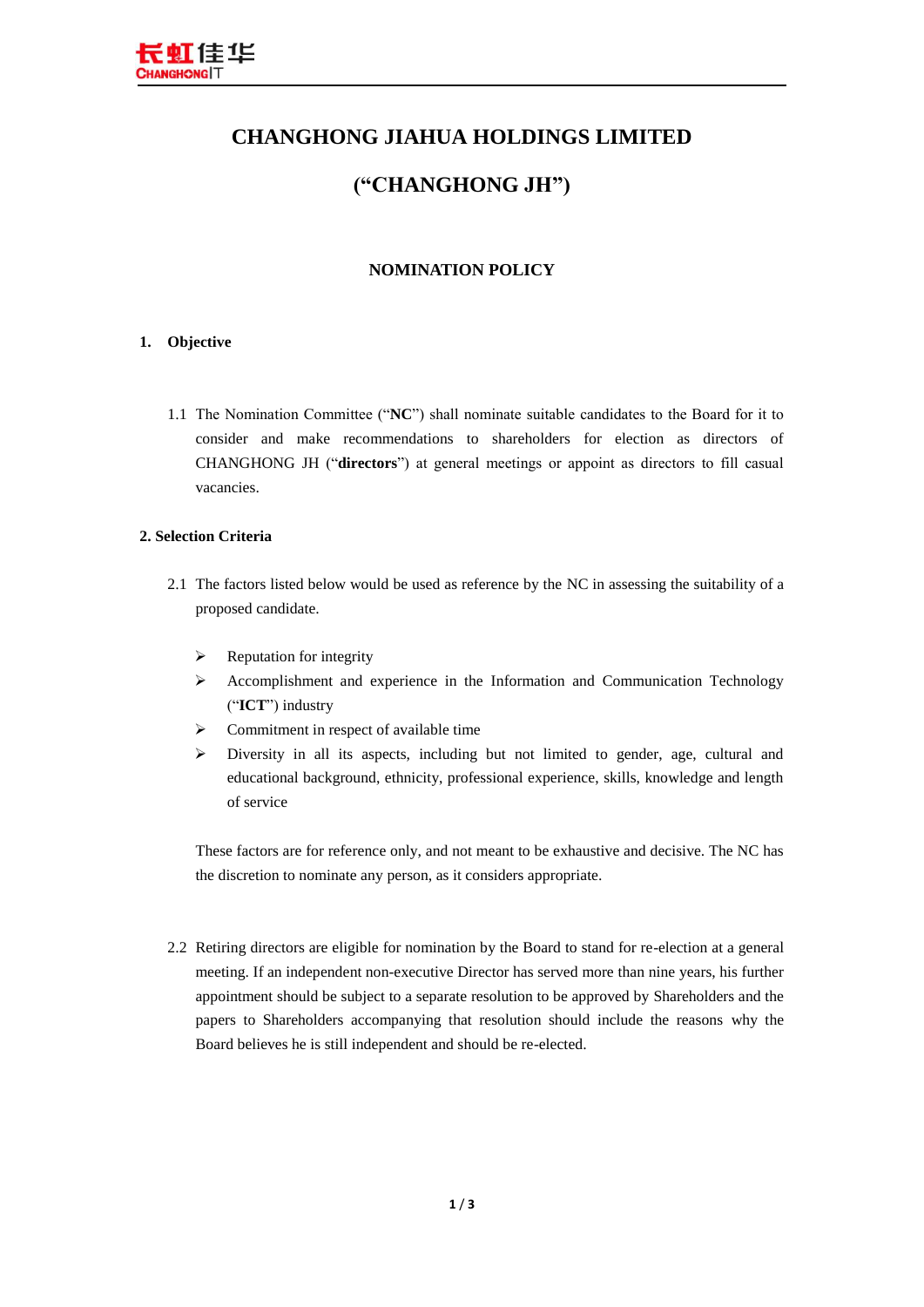# CHANGHONG JIAHUA HOLDINGS LIMITED

# ("CHANGHONG JH")

## NOMINATION POLICY

### 1. Objective

1.1 The Nomination Committee ("**NC**") shall nominate suitable candidates to the Board for it to consider and make recommendations to shareholders for election as directors of CHANGHONG JH ("**directors**") at general meetings or appoint as directors to fill casual vacancies.

### 2. Selection Criteria

2.1 The factors listed below would be used as reference by the NC in assessing the suitability of a proposed candidate.

- Reputation for integrity
- Accomplishment and experience in the Information and Communication Technology ("**ICT**") industry
- Commitment in respect of available time
- Diversity in all its aspects, including but not limited to gender, age, cultural and educational background, ethnicity, professional experience, skills, knowledge and length of service

These factors are for reference only, and not meant to be exhaustive and decisive. The NC has the discretion to nominate any person, as it considers appropriate.

2.2 Retiring directors are eligible for nomination by the Board to stand for re-election at a general meeting. If an independent non-executive Director has served more than nine years, his further appointment should be subject to a separate resolution to be approved by Shareholders and the papers to Shareholders accompanying that resolution should include the reasons why the Board believes he is still independent and should be re-elected.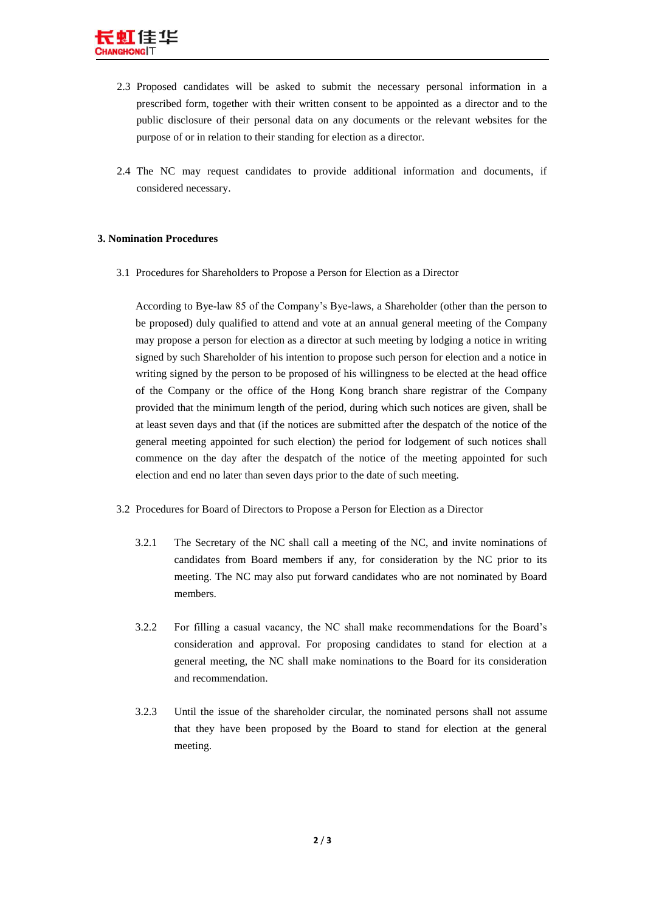2.3 Proposed candidates will be asked to submit the necessary personal information in a prescribed form, together with their written consent to be appointed as a director and to the public disclosure of their personal data on any documents or the relevant websites for the purpose of or in relation to their standing for election as a director.

2.4 The NC may request candidates to provide additional information and documents, if considered necessary.

### 3. Nomination Procedures

3.1 Procedures for Shareholders to Propose a Person for Election as a Director

According to Bye-law 85 of the Company's Bye-laws, a Shareholder (other than the person to be proposed) duly qualified to attend and vote at an annual general meeting of the Company may propose a person for election as a director at such meeting by lodging a notice in writing signed by such Shareholder of his intention to propose such person for election and a notice in writing signed by the person to be proposed of his willingness to be elected at the head office of the Company or the office of the Hong Kong branch share registrar of the Company provided that the minimum length of the period, during which such notices are given, shall be at least seven days and that (if the notices are submitted after the despatch of the notice of the general meeting appointed for such election) the period for lodgement of such notices shall commence on the day after the despatch of the notice of the meeting appointed for such election and end no later than seven days prior to the date of such meeting.

3.2 Procedures for Board of Directors to Propose a Person for Election as a Director

3.2.1 The Secretary of the NC shall call a meeting of the NC, and invite nominations of candidates from Board members if any, for consideration by the NC prior to its meeting. The NC may also put forward candidates who are not nominated by Board members.

3.2.2 For filling a casual vacancy, the NC shall make recommendations for the Board's consideration and approval. For proposing candidates to stand for election at a general meeting, the NC shall make nominations to the Board for its consideration and recommendation.

3.2.3 Until the issue of the shareholder circular, the nominated persons shall not assume that they have been proposed by the Board to stand for election at the general meeting.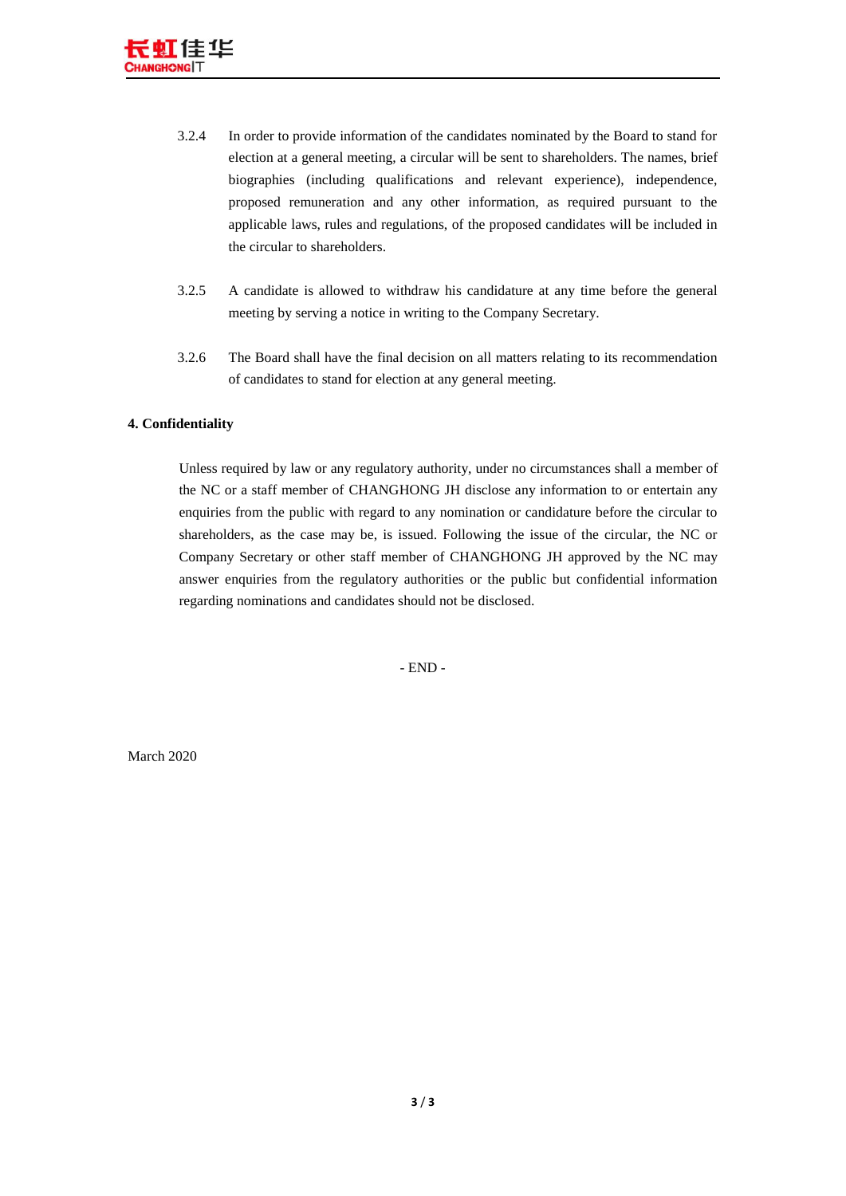3.2.4 In order to provide information of the candidates nominated by the Board to stand for election at a general meeting, a circular will be sent to shareholders. The names, brief biographies (including qualifications and relevant experience), independence, proposed remuneration and any other information, as required pursuant to the applicable laws, rules and regulations, of the proposed candidates will be included in the circular to shareholders.

3.2.5 A candidate is allowed to withdraw his candidature at any time before the general meeting by serving a notice in writing to the Company Secretary.

3.2.6 The Board shall have the final decision on all matters relating to its recommendation of candidates to stand for election at any general meeting.

**4. Confidentiality**

Unless required by law or any regulatory authority, under no circumstances shall a member of the NC or a staff member of CHANGHONG JH disclose any information to or entertain any enquiries from the public with regard to any nomination or candidature before the circular to shareholders, as the case may be, is issued. Following the issue of the circular, the NC or Company Secretary or other staff member of CHANGHONG JH approved by the NC may answer enquiries from the regulatory authorities or the public but confidential information regarding nominations and candidates should not be disclosed.

- END -

March 2020